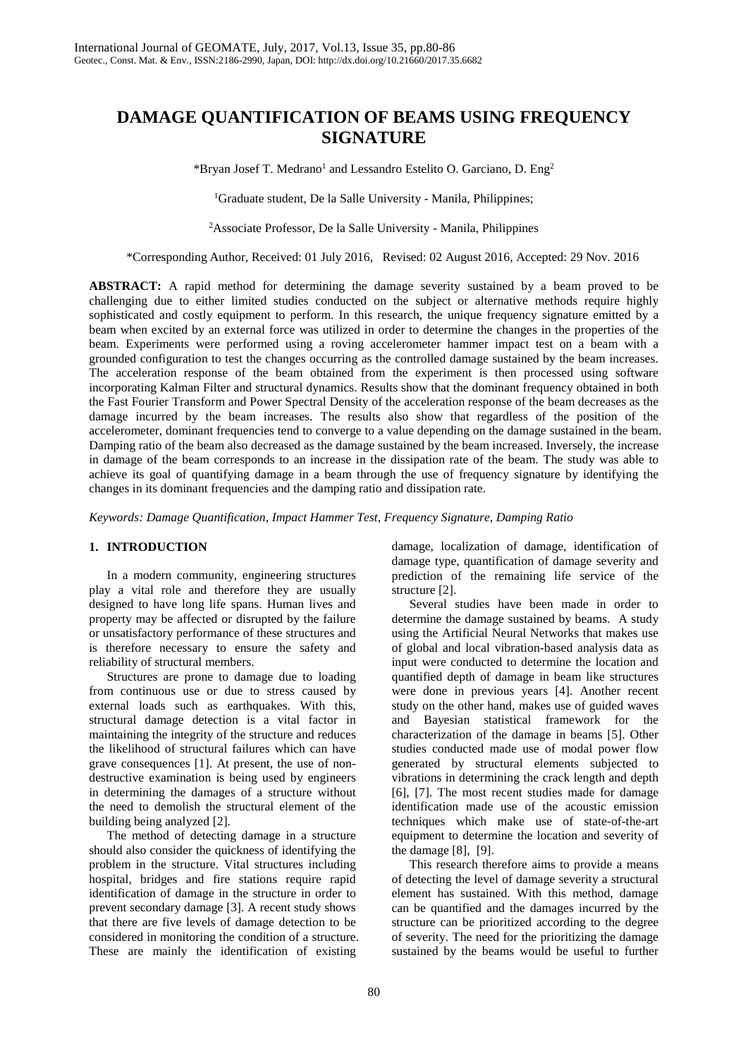# DAMAGE QUANTIFICATION OF BEAMS USING FREQUENCY SIGNATURE

*Bryan Josef T. Medrano[1] and Lessandro Estelito O. Garciano, D. Eng[2]

[1]Graduate student, De la Salle University - Manila, Philippines;

[2]Associate Professor, De la Salle University - Manila, Philippines

*Corresponding Author, Received: 01 July 2016, Revised: 02 August 2016, Accepted: 29 Nov. 2016

**ABSTRACT:** A rapid method for determining the damage severity sustained by a beam proved to be challenging due to either limited studies conducted on the subject or alternative methods require highly sophisticated and costly equipment to perform. In this research, the unique frequency signature emitted by a beam when excited by an external force was utilized in order to determine the changes in the properties of the beam. Experiments were performed using a roving accelerometer hammer impact test on a beam with a grounded configuration to test the changes occurring as the controlled damage sustained by the beam increases. The acceleration response of the beam obtained from the experiment is then processed using software incorporating Kalman Filter and structural dynamics. Results show that the dominant frequency obtained in both the Fast Fourier Transform and Power Spectral Density of the acceleration response of the beam decreases as the damage incurred by the beam increases. The results also show that regardless of the position of the accelerometer, dominant frequencies tend to converge to a value depending on the damage sustained in the beam. Damping ratio of the beam also decreased as the damage sustained by the beam increased. Inversely, the increase in damage of the beam corresponds to an increase in the dissipation rate of the beam. The study was able to achieve its goal of quantifying damage in a beam through the use of frequency signature by identifying the changes in its dominant frequencies and the damping ratio and dissipation rate.

*Keywords: Damage Quantification, Impact Hammer Test, Frequency Signature, Damping Ratio*

## 1. INTRODUCTION

In a modern community, engineering structures play a vital role and therefore they are usually designed to have long life spans. Human lives and property may be affected or disrupted by the failure or unsatisfactory performance of these structures and is therefore necessary to ensure the safety and reliability of structural members.

Structures are prone to damage due to loading from continuous use or due to stress caused by external loads such as earthquakes. With this, structural damage detection is a vital factor in maintaining the integrity of the structure and reduces the likelihood of structural failures which can have grave consequences [1]. At present, the use of non-destructive examination is being used by engineers in determining the damages of a structure without the need to demolish the structural element of the building being analyzed [2].

The method of detecting damage in a structure should also consider the quickness of identifying the problem in the structure. Vital structures including hospital, bridges and fire stations require rapid identification of damage in the structure in order to prevent secondary damage [3]. A recent study shows that there are five levels of damage detection to be considered in monitoring the condition of a structure. These are mainly the identification of existing damage, localization of damage, identification of damage type, quantification of damage severity and prediction of the remaining life service of the structure [2].

Several studies have been made in order to determine the damage sustained by beams. A study using the Artificial Neural Networks that makes use of global and local vibration-based analysis data as input were conducted to determine the location and quantified depth of damage in beam like structures were done in previous years [4]. Another recent study on the other hand, makes use of guided waves and Bayesian statistical framework for the characterization of the damage in beams [5]. Other studies conducted made use of modal power flow generated by structural elements subjected to vibrations in determining the crack length and depth [6], [7]. The most recent studies made for damage identification made use of the acoustic emission techniques which make use of state-of-the-art equipment to determine the location and severity of the damage [8], [9].

This research therefore aims to provide a means of detecting the level of damage severity a structural element has sustained. With this method, damage can be quantified and the damages incurred by the structure can be prioritized according to the degree of severity. The need for the prioritizing the damage sustained by the beams would be useful to further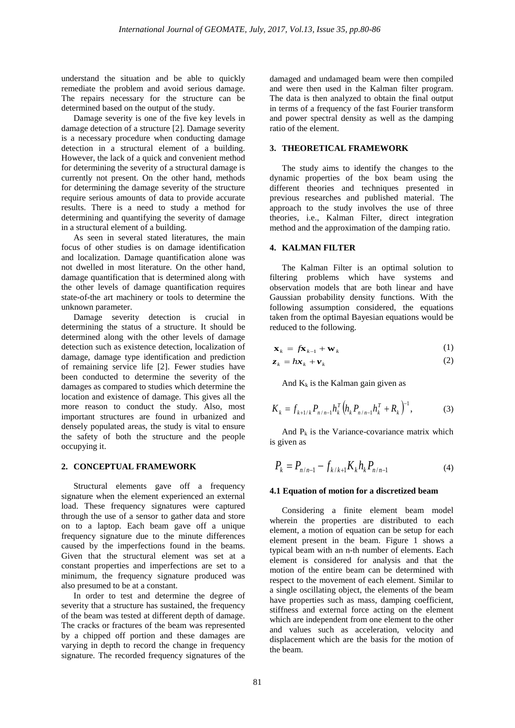understand the situation and be able to quickly remediate the problem and avoid serious damage. The repairs necessary for the structure can be determined based on the output of the study.

Damage severity is one of the five key levels in damage detection of a structure [2]. Damage severity is a necessary procedure when conducting damage detection in a structural element of a building. However, the lack of a quick and convenient method for determining the severity of a structural damage is currently not present. On the other hand, methods for determining the damage severity of the structure require serious amounts of data to provide accurate results. There is a need to study a method for determining and quantifying the severity of damage in a structural element of a building.

As seen in several stated literatures, the main focus of other studies is on damage identification and localization. Damage quantification alone was not dwelled in most literature. On the other hand, damage quantification that is determined along with the other levels of damage quantification requires state-of-the art machinery or tools to determine the unknown parameter.

Damage severity detection is crucial in determining the status of a structure. It should be determined along with the other levels of damage detection such as existence detection, localization of damage, damage type identification and prediction of remaining service life [2]. Fewer studies have been conducted to determine the severity of the damages as compared to studies which determine the location and existence of damage. This gives all the more reason to conduct the study. Also, most important structures are found in urbanized and densely populated areas, the study is vital to ensure the safety of both the structure and the people occupying it.

## 2. CONCEPTUAL FRAMEWORK

Structural elements gave off a frequency signature when the element experienced an external load. These frequency signatures were captured through the use of a sensor to gather data and store on to a laptop. Each beam gave off a unique frequency signature due to the minute differences caused by the imperfections found in the beams. Given that the structural element was set at a constant properties and imperfections are set to a minimum, the frequency signature produced was also presumed to be at a constant.

In order to test and determine the degree of severity that a structure has sustained, the frequency of the beam was tested at different depth of damage. The cracks or fractures of the beam was represented by a chipped off portion and these damages are varying in depth to record the change in frequency signature. The recorded frequency signatures of the damaged and undamaged beam were then compiled and were then used in the Kalman filter program. The data is then analyzed to obtain the final output in terms of a frequency of the fast Fourier transform and power spectral density as well as the damping ratio of the element.

## 3. THEORETICAL FRAMEWORK

The study aims to identify the changes to the dynamic properties of the box beam using the different theories and techniques presented in previous researches and published material. The approach to the study involves the use of three theories, i.e., Kalman Filter, direct integration method and the approximation of the damping ratio.

## 4. KALMAN FILTER

The Kalman Filter is an optimal solution to filtering problems which have systems and observation models that are both linear and have Gaussian probability density functions. With the following assumption considered, the equations taken from the optimal Bayesian equations would be reduced to the following.

$$\mathbf{x}_k = f\mathbf{x}_{k-1} + \mathbf{w}_k \tag{1}$$

$$\mathbf{z}_k = h\mathbf{x}_k + \mathbf{v}_k \tag{2}$$

And $K_k$ is the Kalman gain given as

$$K_k = f_{k+1/k} P_{n/n-1} h_k^T \left( h_k P_{n/n-1} h_k^T + R_k \right)^{-1}, \tag{3}$$

And $P_k$ is the Variance-covariance matrix which is given as

$$P_k = P_{n/n-1} - f_{k/k+1} K_k h_k P_{n/n-1} \tag{4}$$

### 4.1 Equation of motion for a discretized beam

Considering a finite element beam model wherein the properties are distributed to each element, a motion of equation can be setup for each element present in the beam. Figure 1 shows a typical beam with an n-th number of elements. Each element is considered for analysis and that the motion of the entire beam can be determined with respect to the movement of each element. Similar to a single oscillating object, the elements of the beam have properties such as mass, damping coefficient, stiffness and external force acting on the element which are independent from one element to the other and values such as acceleration, velocity and displacement which are the basis for the motion of the beam.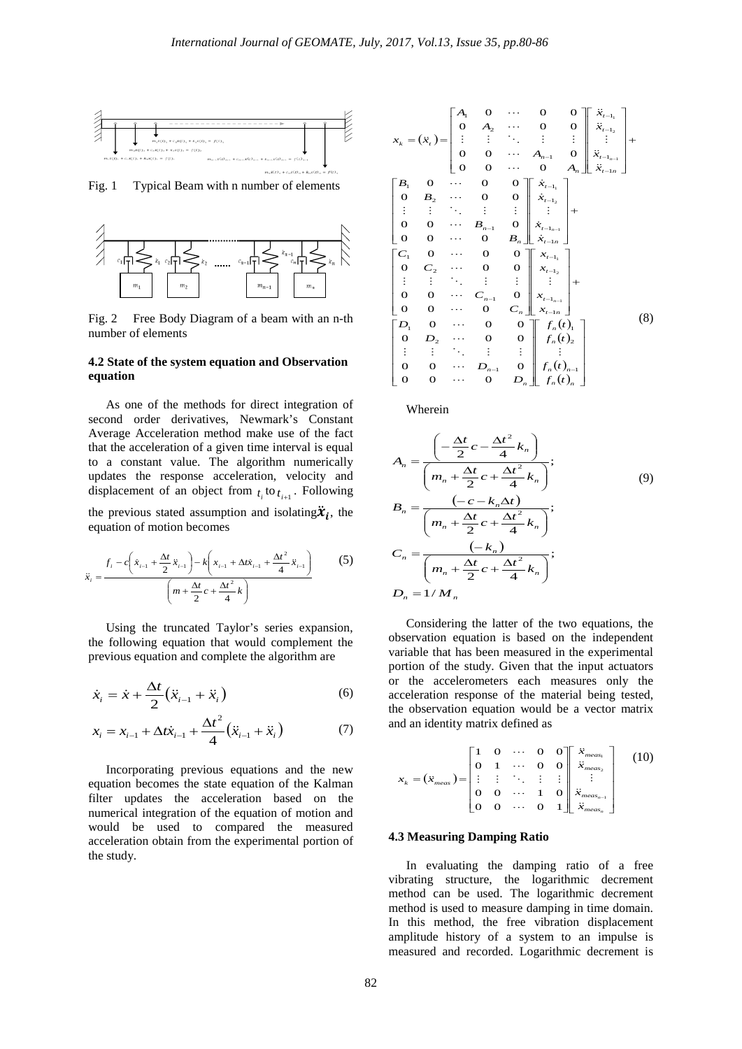Fig. 1 Typical Beam with n number of elements

Fig. 2 Free Body Diagram of a beam with an n-th number of elements

### 4.2 State of the system equation and Observation equation

As one of the methods for direct integration of second order derivatives, Newmark's Constant Average Acceleration method make use of the fact that the acceleration of a given time interval is equal to a constant value. The algorithm numerically updates the response acceleration, velocity and displacement of an object from $t_i$ to $t_{i+1}$. Following the previous stated assumption and isolating $\ddot{x}_i$, the equation of motion becomes

$$\ddot{x}_i = \frac{f_i - c\left(\dot{x}_{i-1} + \frac{\Delta t}{2}\ddot{x}_{i-1}\right) - k\left(x_{i-1} + \Delta t\dot{x}_{i-1} + \frac{\Delta t^2}{4}\ddot{x}_{i-1}\right)}{\left(m + \frac{\Delta t}{2}c + \frac{\Delta t^2}{4}k\right)} \tag{5}$$

Using the truncated Taylor's series expansion, the following equation that would complement the previous equation and complete the algorithm are

$$\dot{x}_i = \dot{x} + \frac{\Delta t}{2}\left(\ddot{x}_{i-1} + \ddot{x}_i\right) \tag{6}$$

$$x_i = x_{i-1} + \Delta t\dot{x}_{i-1} + \frac{\Delta t^2}{4}\left(\ddot{x}_{i-1} + \ddot{x}_i\right) \tag{7}$$

Incorporating previous equations and the new equation becomes the state equation of the Kalman filter updates the acceleration based on the numerical integration of the equation of motion and would be used to compared the measured acceleration obtain from the experimental portion of the study.

$$x_k = (\ddot{x}_t) = \begin{bmatrix} A_1 & 0 & \cdots & 0 & 0 \\ 0 & A_2 & \cdots & 0 & 0 \\ \vdots & \vdots & \ddots & \vdots & \vdots \\ 0 & 0 & \cdots & A_{n-1} & 0 \\ 0 & 0 & \cdots & 0 & A_n \end{bmatrix} \begin{bmatrix} \ddot{x}_{t-1_1} \\ \ddot{x}_{t-1_2} \\ \vdots \\ \ddot{x}_{t-1_{n-1}} \\ \ddot{x}_{t-1n} \end{bmatrix} + \begin{bmatrix} B_1 & 0 & \cdots & 0 & 0 \\ 0 & B_2 & \cdots & 0 & 0 \\ \vdots & \vdots & \ddots & \vdots & \vdots \\ 0 & 0 & \cdots & B_{n-1} & 0 \\ 0 & 0 & \cdots & 0 & B_n \end{bmatrix} \begin{bmatrix} \dot{x}_{t-1_1} \\ \dot{x}_{t-1_2} \\ \vdots \\ \dot{x}_{t-1_{n-1}} \\ \dot{x}_{t-1n} \end{bmatrix} + \begin{bmatrix} C_1 & 0 & \cdots & 0 & 0 \\ 0 & C_2 & \cdots & 0 & 0 \\ \vdots & \vdots & \ddots & \vdots & \vdots \\ 0 & 0 & \cdots & C_{n-1} & 0 \\ 0 & 0 & \cdots & 0 & C_n \end{bmatrix} \begin{bmatrix} x_{t-1_1} \\ x_{t-1_2} \\ \vdots \\ x_{t-1_{n-1}} \\ x_{t-1n} \end{bmatrix} + \begin{bmatrix} D_1 & 0 & \cdots & 0 & 0 \\ 0 & D_2 & \cdots & 0 & 0 \\ \vdots & \vdots & \ddots & \vdots & \vdots \\ 0 & 0 & \cdots & D_{n-1} & 0 \\ 0 & 0 & \cdots & 0 & D_n \end{bmatrix} \begin{bmatrix} f_n(t)_1 \\ f_n(t)_2 \\ \vdots \\ f_n(t)_{n-1} \\ f_n(t)_n \end{bmatrix} \tag{8}$$

Wherein

$$A_n = \frac{\left(-\frac{\Delta t}{2}c - \frac{\Delta t^2}{4}k_n\right)}{\left(m_n + \frac{\Delta t}{2}c + \frac{\Delta t^2}{4}k_n\right)};$$
$$B_n = \frac{(-c - k_n\Delta t)}{\left(m_n + \frac{\Delta t}{2}c + \frac{\Delta t^2}{4}k_n\right)};$$
$$C_n = \frac{(-k_n)}{\left(m_n + \frac{\Delta t}{2}c + \frac{\Delta t^2}{4}k_n\right)};$$
$$D_n = 1/M_n \tag{9}$$

Considering the latter of the two equations, the observation equation is based on the independent variable that has been measured in the experimental portion of the study. Given that the input actuators or the accelerometers each measures only the acceleration response of the material being tested, the observation equation would be a vector matrix and an identity matrix defined as

$$x_k = (\ddot{x}_{meas}) = \begin{bmatrix} 1 & 0 & \cdots & 0 & 0 \\ 0 & 1 & \cdots & 0 & 0 \\ \vdots & \vdots & \ddots & \vdots & \vdots \\ 0 & 0 & \cdots & 1 & 0 \\ 0 & 0 & \cdots & 0 & 1 \end{bmatrix} \begin{bmatrix} \ddot{x}_{meas_1} \\ \ddot{x}_{meas_2} \\ \vdots \\ \ddot{x}_{meas_{n-1}} \\ \ddot{x}_{meas_n} \end{bmatrix} \tag{10}$$

### 4.3 Measuring Damping Ratio

In evaluating the damping ratio of a free vibrating structure, the logarithmic decrement method can be used. The logarithmic decrement method is used to measure damping in time domain. In this method, the free vibration displacement amplitude history of a system to an impulse is measured and recorded. Logarithmic decrement is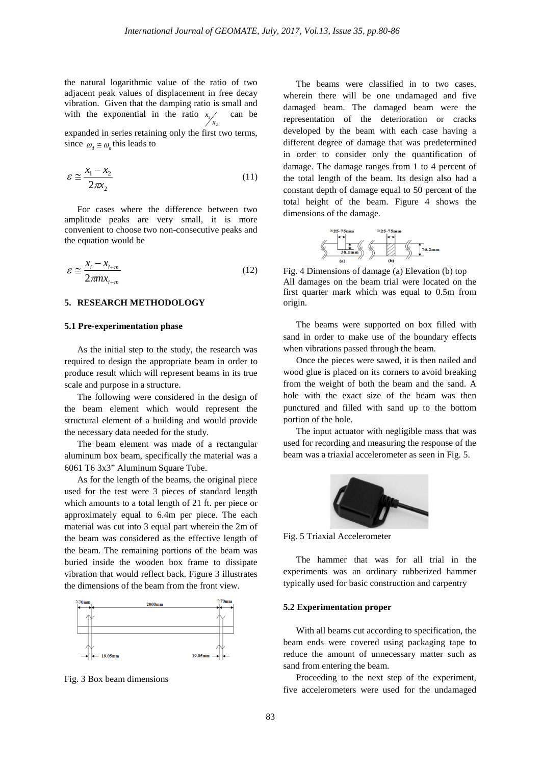the natural logarithmic value of the ratio of two adjacent peak values of displacement in free decay vibration. Given that the damping ratio is small and with the exponential in the ratio $x_1/x_2$ can be expanded in series retaining only the first two terms, since $\omega_d \cong \omega_n$ this leads to

$$\varepsilon \cong \frac{x_1 - x_2}{2\pi x_2} \tag{11}$$

For cases where the difference between two amplitude peaks are very small, it is more convenient to choose two non-consecutive peaks and the equation would be

$$\varepsilon \cong \frac{x_i - x_{i+m}}{2\pi m x_{i+m}} \tag{12}$$

## 5. RESEARCH METHODOLOGY

### 5.1 Pre-experimentation phase

As the initial step to the study, the research was required to design the appropriate beam in order to produce result which will represent beams in its true scale and purpose in a structure.

The following were considered in the design of the beam element which would represent the structural element of a building and would provide the necessary data needed for the study.

The beam element was made of a rectangular aluminum box beam, specifically the material was a 6061 T6 3x3" Aluminum Square Tube.

As for the length of the beams, the original piece used for the test were 3 pieces of standard length which amounts to a total length of 21 ft. per piece or approximately equal to 6.4m per piece. The each material was cut into 3 equal part wherein the 2m of the beam was considered as the effective length of the beam. The remaining portions of the beam was buried inside the wooden box frame to dissipate vibration that would reflect back. Figure 3 illustrates the dimensions of the beam from the front view.

Fig. 3 Box beam dimensions

The beams were classified in to two cases, wherein there will be one undamaged and five damaged beam. The damaged beam were the representation of the deterioration or cracks developed by the beam with each case having a different degree of damage that was predetermined in order to consider only the quantification of damage. The damage ranges from 1 to 4 percent of the total length of the beam. Its design also had a constant depth of damage equal to 50 percent of the total height of the beam. Figure 4 shows the dimensions of the damage.

Fig. 4 Dimensions of damage (a) Elevation (b) top

All damages on the beam trial were located on the first quarter mark which was equal to 0.5m from origin.

The beams were supported on box filled with sand in order to make use of the boundary effects when vibrations passed through the beam.

Once the pieces were sawed, it is then nailed and wood glue is placed on its corners to avoid breaking from the weight of both the beam and the sand. A hole with the exact size of the beam was then punctured and filled with sand up to the bottom portion of the hole.

The input actuator with negligible mass that was used for recording and measuring the response of the beam was a triaxial accelerometer as seen in Fig. 5.

Fig. 5 Triaxial Accelerometer

The hammer that was for all trial in the experiments was an ordinary rubberized hammer typically used for basic construction and carpentry

### 5.2 Experimentation proper

With all beams cut according to specification, the beam ends were covered using packaging tape to reduce the amount of unnecessary matter such as sand from entering the beam.

Proceeding to the next step of the experiment, five accelerometers were used for the undamaged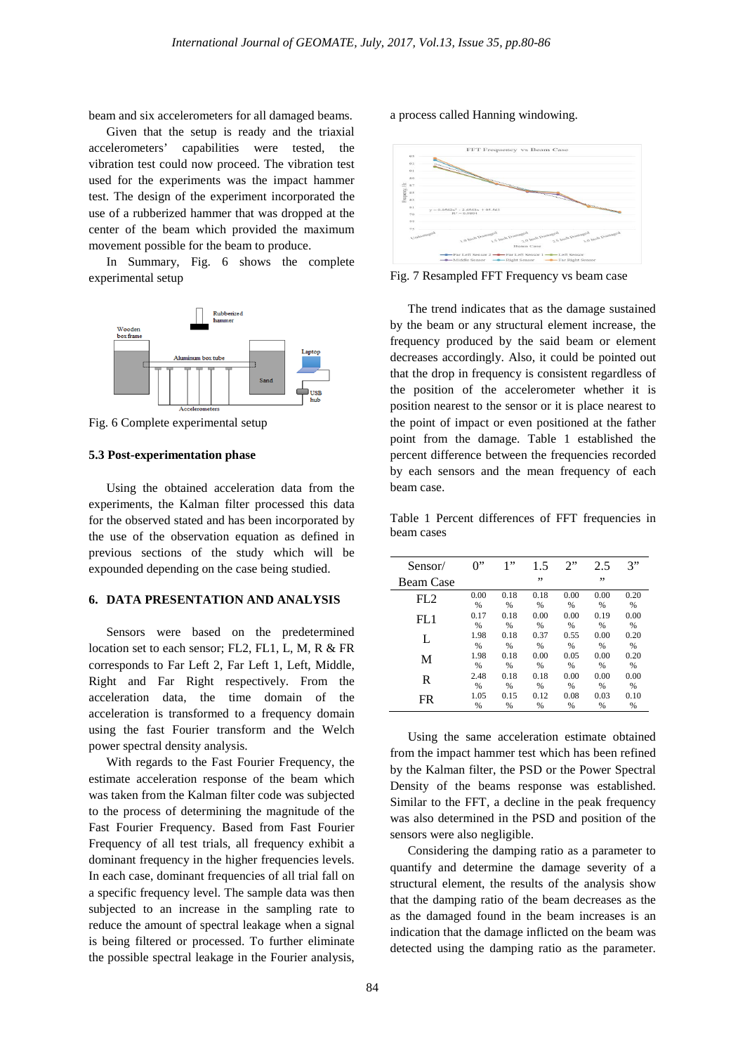beam and six accelerometers for all damaged beams.

Given that the setup is ready and the triaxial accelerometers' capabilities were tested, the vibration test could now proceed. The vibration test used for the experiments was the impact hammer test. The design of the experiment incorporated the use of a rubberized hammer that was dropped at the center of the beam which provided the maximum movement possible for the beam to produce.

In Summary, Fig. 6 shows the complete experimental setup

Fig. 6 Complete experimental setup

### 5.3 Post-experimentation phase

Using the obtained acceleration data from the experiments, the Kalman filter processed this data for the observed stated and has been incorporated by the use of the observation equation as defined in previous sections of the study which will be expounded depending on the case being studied.

## 6. DATA PRESENTATION AND ANALYSIS

Sensors were based on the predetermined location set to each sensor; FL2, FL1, L, M, R & FR corresponds to Far Left 2, Far Left 1, Left, Middle, Right and Far Right respectively. From the acceleration data, the time domain of the acceleration is transformed to a frequency domain using the fast Fourier transform and the Welch power spectral density analysis.

With regards to the Fast Fourier Frequency, the estimate acceleration response of the beam which was taken from the Kalman filter code was subjected to the process of determining the magnitude of the Fast Fourier Frequency. Based from Fast Fourier Frequency of all test trials, all frequency exhibit a dominant frequency in the higher frequencies levels. In each case, dominant frequencies of all trial fall on a specific frequency level. The sample data was then subjected to an increase in the sampling rate to reduce the amount of spectral leakage when a signal is being filtered or processed. To further eliminate the possible spectral leakage in the Fourier analysis, a process called Hanning windowing.

Fig. 7 Resampled FFT Frequency vs beam case

The trend indicates that as the damage sustained by the beam or any structural element increase, the frequency produced by the said beam or element decreases accordingly. Also, it could be pointed out that the drop in frequency is consistent regardless of the position of the accelerometer whether it is position nearest to the sensor or it is place nearest to the point of impact or even positioned at the father point from the damage. Table 1 established the percent difference between the frequencies recorded by each sensors and the mean frequency of each beam case.

Table 1 Percent differences of FFT frequencies in beam cases

| Sensor/ Beam Case | 0" | 1" | 1.5" | 2" | 2.5" | 3" |
|---|---|---|---|---|---|---|
| FL2 | 0.00 % | 0.18 % | 0.18 % | 0.00 % | 0.00 % | 0.20 % |
| FL1 | 0.17 % | 0.18 % | 0.00 % | 0.00 % | 0.19 % | 0.00 % |
| L | 1.98 % | 0.18 % | 0.37 % | 0.55 % | 0.00 % | 0.20 % |
| M | 1.98 % | 0.18 % | 0.00 % | 0.05 % | 0.00 % | 0.20 % |
| R | 2.48 % | 0.18 % | 0.18 % | 0.00 % | 0.00 % | 0.00 % |
| FR | 1.05 % | 0.15 % | 0.12 % | 0.08 % | 0.03 % | 0.10 % |

Using the same acceleration estimate obtained from the impact hammer test which has been refined by the Kalman filter, the PSD or the Power Spectral Density of the beams response was established. Similar to the FFT, a decline in the peak frequency was also determined in the PSD and position of the sensors were also negligible.

Considering the damping ratio as a parameter to quantify and determine the damage severity of a structural element, the results of the analysis show that the damping ratio of the beam decreases as the as the damaged found in the beam increases is an indication that the damage inflicted on the beam was detected using the damping ratio as the parameter.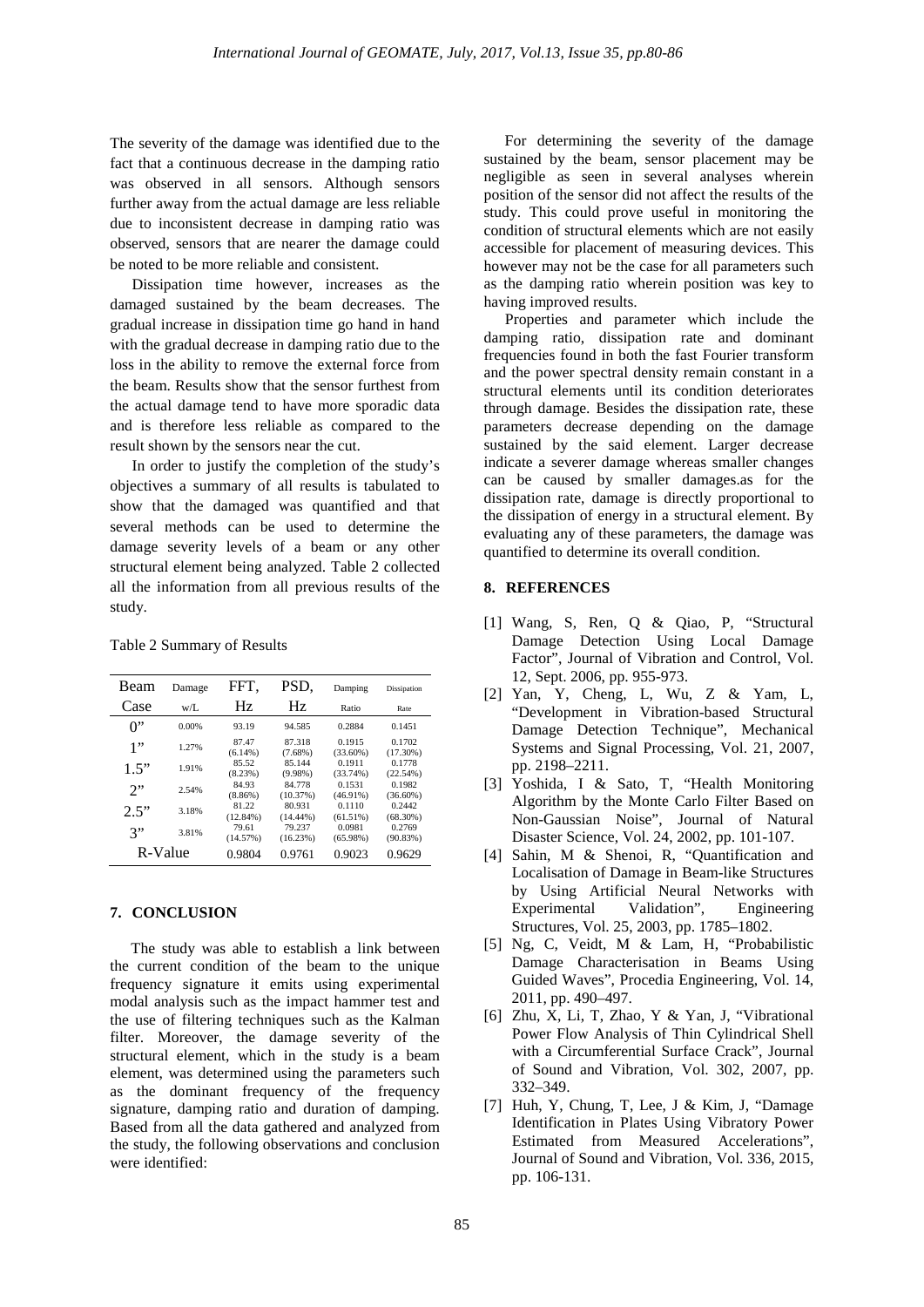The severity of the damage was identified due to the fact that a continuous decrease in the damping ratio was observed in all sensors. Although sensors further away from the actual damage are less reliable due to inconsistent decrease in damping ratio was observed, sensors that are nearer the damage could be noted to be more reliable and consistent.

Dissipation time however, increases as the damaged sustained by the beam decreases. The gradual increase in dissipation time go hand in hand with the gradual decrease in damping ratio due to the loss in the ability to remove the external force from the beam. Results show that the sensor furthest from the actual damage tend to have more sporadic data and is therefore less reliable as compared to the result shown by the sensors near the cut.

In order to justify the completion of the study's objectives a summary of all results is tabulated to show that the damaged was quantified and that several methods can be used to determine the damage severity levels of a beam or any other structural element being analyzed. Table 2 collected all the information from all previous results of the study.

Table 2 Summary of Results

| Beam Case | Damage w/L | FFT, Hz | PSD, Hz | Damping Ratio | Dissipation Rate |
|---|---|---|---|---|---|
| 0” | 0.00% | 93.19 | 94.585 | 0.2884 | 0.1451 |
| 1” | 1.27% | 87.47 (6.14%) | 87.318 (7.68%) | 0.1915 (33.60%) | 0.1702 (17.30%) |
| 1.5” | 1.91% | 85.52 (8.23%) | 85.144 (9.98%) | 0.1911 (33.74%) | 0.1778 (22.54%) |
| 2” | 2.54% | 84.93 (8.86%) | 84.778 (10.37%) | 0.1531 (46.91%) | 0.1982 (36.60%) |
| 2.5” | 3.18% | 81.22 (12.84%) | 80.931 (14.44%) | 0.1110 (61.51%) | 0.2442 (68.30%) |
| 3” | 3.81% | 79.61 (14.57%) | 79.237 (16.23%) | 0.0981 (65.98%) | 0.2769 (90.83%) |
| R-Value | | 0.9804 | 0.9761 | 0.9023 | 0.9629 |

## 7. CONCLUSION

The study was able to establish a link between the current condition of the beam to the unique frequency signature it emits using experimental modal analysis such as the impact hammer test and the use of filtering techniques such as the Kalman filter. Moreover, the damage severity of the structural element, which in the study is a beam element, was determined using the parameters such as the dominant frequency of the frequency signature, damping ratio and duration of damping. Based from all the data gathered and analyzed from the study, the following observations and conclusion were identified:

For determining the severity of the damage sustained by the beam, sensor placement may be negligible as seen in several analyses wherein position of the sensor did not affect the results of the study. This could prove useful in monitoring the condition of structural elements which are not easily accessible for placement of measuring devices. This however may not be the case for all parameters such as the damping ratio wherein position was key to having improved results.

Properties and parameter which include the damping ratio, dissipation rate and dominant frequencies found in both the fast Fourier transform and the power spectral density remain constant in a structural elements until its condition deteriorates through damage. Besides the dissipation rate, these parameters decrease depending on the damage sustained by the said element. Larger decrease indicate a severer damage whereas smaller changes can be caused by smaller damages.as for the dissipation rate, damage is directly proportional to the dissipation of energy in a structural element. By evaluating any of these parameters, the damage was quantified to determine its overall condition.

## 8. REFERENCES

[1] Wang, S, Ren, Q & Qiao, P, "Structural Damage Detection Using Local Damage Factor", Journal of Vibration and Control, Vol. 12, Sept. 2006, pp. 955-973.

[2] Yan, Y, Cheng, L, Wu, Z & Yam, L, "Development in Vibration-based Structural Damage Detection Technique", Mechanical Systems and Signal Processing, Vol. 21, 2007, pp. 2198–2211.

[3] Yoshida, I & Sato, T, "Health Monitoring Algorithm by the Monte Carlo Filter Based on Non-Gaussian Noise", Journal of Natural Disaster Science, Vol. 24, 2002, pp. 101-107.

[4] Sahin, M & Shenoi, R, "Quantification and Localisation of Damage in Beam-like Structures by Using Artificial Neural Networks with Experimental Validation", Engineering Structures, Vol. 25, 2003, pp. 1785–1802.

[5] Ng, C, Veidt, M & Lam, H, "Probabilistic Damage Characterisation in Beams Using Guided Waves", Procedia Engineering, Vol. 14, 2011, pp. 490–497.

[6] Zhu, X, Li, T, Zhao, Y & Yan, J, "Vibrational Power Flow Analysis of Thin Cylindrical Shell with a Circumferential Surface Crack", Journal of Sound and Vibration, Vol. 302, 2007, pp. 332–349.

[7] Huh, Y, Chung, T, Lee, J & Kim, J, "Damage Identification in Plates Using Vibratory Power Estimated from Measured Accelerations", Journal of Sound and Vibration, Vol. 336, 2015, pp. 106-131.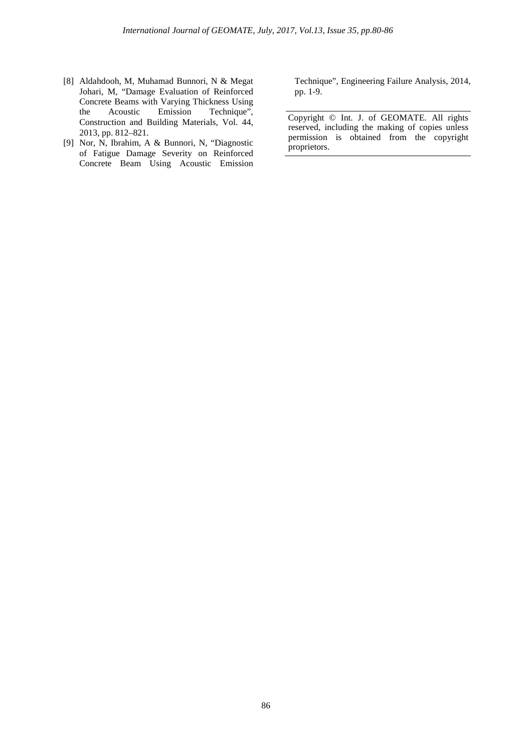[8] Aldahdooh, M, Muhamad Bunnori, N & Megat Johari, M, "Damage Evaluation of Reinforced Concrete Beams with Varying Thickness Using the Acoustic Emission Technique", Construction and Building Materials, Vol. 44, 2013, pp. 812–821.

[9] Nor, N, Ibrahim, A & Bunnori, N, "Diagnostic of Fatigue Damage Severity on Reinforced Concrete Beam Using Acoustic Emission Technique", Engineering Failure Analysis, 2014, pp. 1-9.

---

Copyright © Int. J. of GEOMATE. All rights reserved, including the making of copies unless permission is obtained from the copyright proprietors.